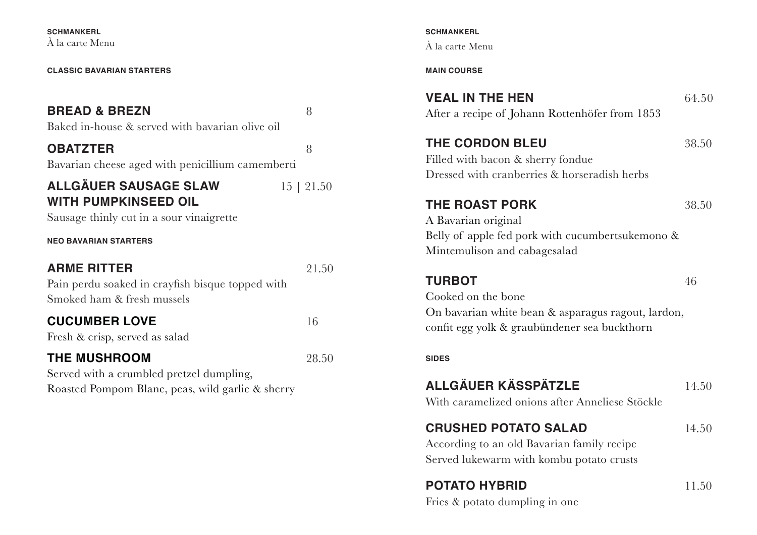**SCHMANKERL**
À la carte Menu

## CLASSIC BAVARIAN STARTERS

### BREAD & BREZN — 8
Baked in-house & served with bavarian olive oil

### OBATZTER — 8
Bavarian cheese aged with penicillium camemberti

### ALLGÄUER SAUSAGE SLAW WITH PUMPKINSEED OIL — 15 | 21.50
Sausage thinly cut in a sour vinaigrette

## NEO BAVARIAN STARTERS

### ARME RITTER — 21.50
Pain perdu soaked in crayfish bisque topped with
Smoked ham & fresh mussels

### CUCUMBER LOVE — 16
Fresh & crisp, served as salad

### THE MUSHROOM — 28.50
Served with a crumbled pretzel dumpling,
Roasted Pompom Blanc, peas, wild garlic & sherry

**SCHMANKERL**
À la carte Menu

## MAIN COURSE

### VEAL IN THE HEN — 64.50
After a recipe of Johann Rottenhöfer from 1853

### THE CORDON BLEU — 38.50
Filled with bacon & sherry fondue
Dressed with cranberries & horseradish herbs

### THE ROAST PORK — 38.50
A Bavarian original
Belly of apple fed pork with cucumbertsukemono &
Mintemulison and cabagesalad

### TURBOT — 46
Cooked on the bone
On bavarian white bean & asparagus ragout, lardon,
confit egg yolk & graubündener sea buckthorn

## SIDES

### ALLGÄUER KÄSSPÄTZLE — 14.50
With caramelized onions after Anneliese Stöckle

### CRUSHED POTATO SALAD — 14.50
According to an old Bavarian family recipe
Served lukewarm with kombu potato crusts

### POTATO HYBRID — 11.50
Fries & potato dumpling in one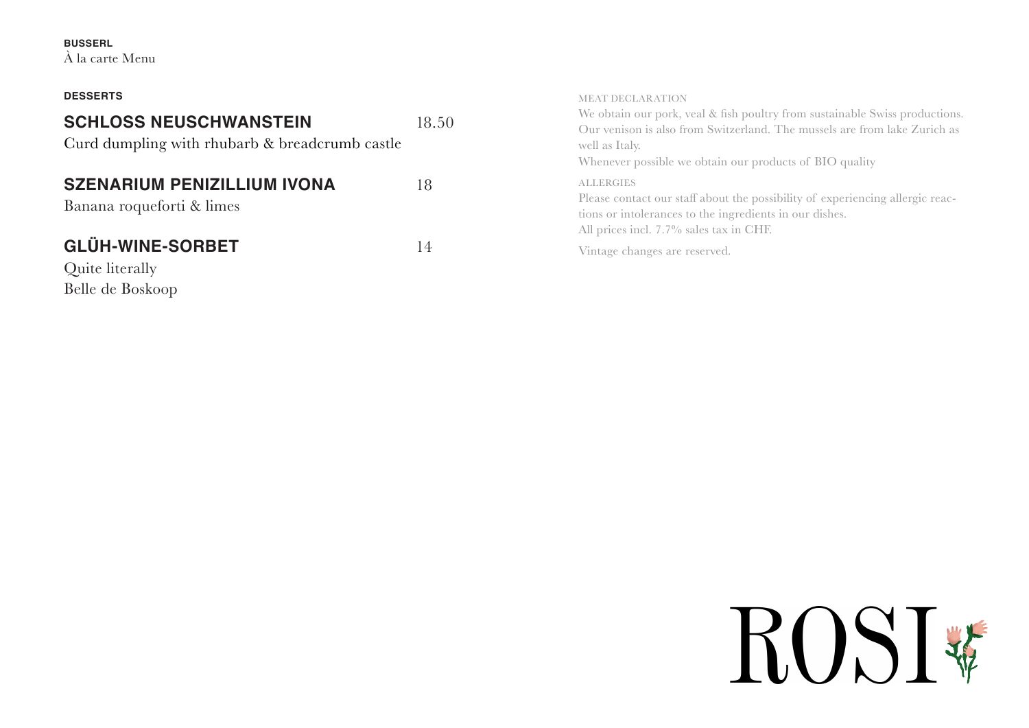**BUSSERL**
À la carte Menu

## DESSERTS

### SCHLOSS NEUSCHWANSTEIN — 18.50
Curd dumpling with rhubarb & breadcrumb castle

### SZENARIUM PENIZILLIUM IVONA — 18
Banana roqueforti & limes

### GLÜH-WINE-SORBET — 14
Quite literally
Belle de Boskoop

MEAT DECLARATION

We obtain our pork, veal & fish poultry from sustainable Swiss productions. Our venison is also from Switzerland. The mussels are from lake Zurich as well as Italy.
Whenever possible we obtain our products of BIO quality

ALLERGIES

Please contact our staff about the possibility of experiencing allergic reactions or intolerances to the ingredients in our dishes.
All prices incl. 7.7% sales tax in CHF.

Vintage changes are reserved.

ROSI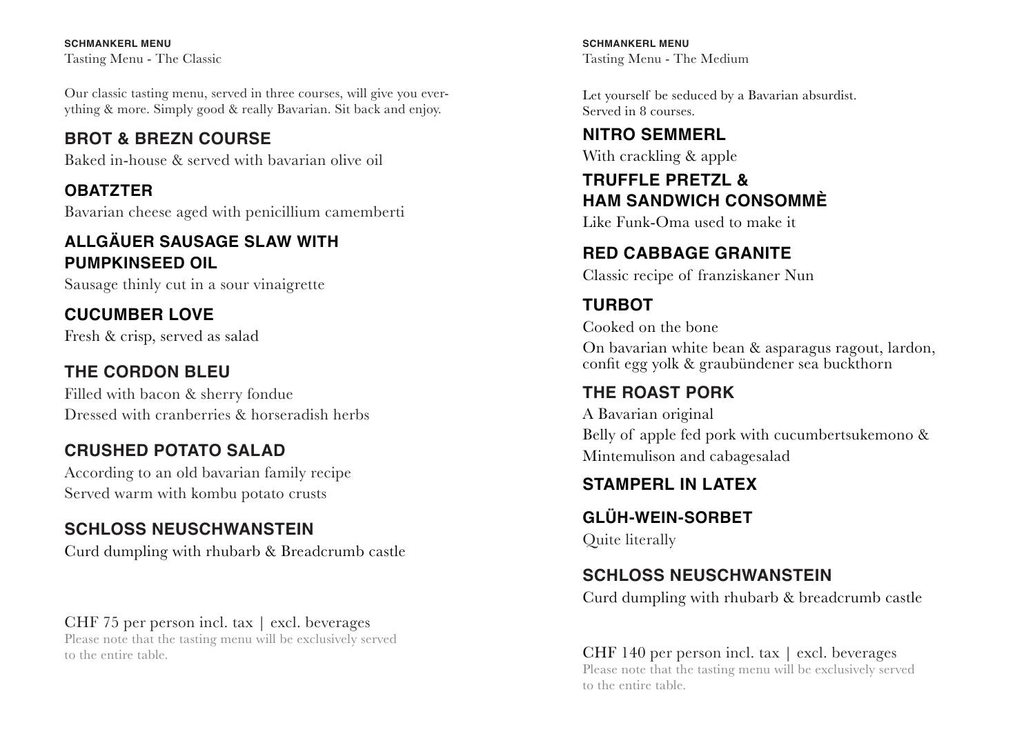**SCHMANKERL MENU**
Tasting Menu - The Classic

Our classic tasting menu, served in three courses, will give you everything & more. Simply good & really Bavarian. Sit back and enjoy.

## BROT & BREZN COURSE

Baked in-house & served with bavarian olive oil

## OBATZTER

Bavarian cheese aged with penicillium camemberti

## ALLGÄUER SAUSAGE SLAW WITH PUMPKINSEED OIL

Sausage thinly cut in a sour vinaigrette

## CUCUMBER LOVE

Fresh & crisp, served as salad

## THE CORDON BLEU

Filled with bacon & sherry fondue
Dressed with cranberries & horseradish herbs

## CRUSHED POTATO SALAD

According to an old bavarian family recipe
Served warm with kombu potato crusts

## SCHLOSS NEUSCHWANSTEIN

Curd dumpling with rhubarb & Breadcrumb castle

CHF 75 per person incl. tax | excl. beverages
Please note that the tasting menu will be exclusively served to the entire table.

**SCHMANKERL MENU**
Tasting Menu - The Medium

Let yourself be seduced by a Bavarian absurdist.
Served in 8 courses.

## NITRO SEMMERL

With crackling & apple

## TRUFFLE PRETZL & HAM SANDWICH CONSOMMÈ

Like Funk-Oma used to make it

## RED CABBAGE GRANITE

Classic recipe of franziskaner Nun

## TURBOT

Cooked on the bone
On bavarian white bean & asparagus ragout, lardon, confit egg yolk & graubündener sea buckthorn

## THE ROAST PORK

A Bavarian original
Belly of apple fed pork with cucumbertsukemono & Mintemulison and cabagesalad

## STAMPERL IN LATEX

## GLÜH-WEIN-SORBET

Quite literally

## SCHLOSS NEUSCHWANSTEIN

Curd dumpling with rhubarb & breadcrumb castle

CHF 140 per person incl. tax | excl. beverages
Please note that the tasting menu will be exclusively served to the entire table.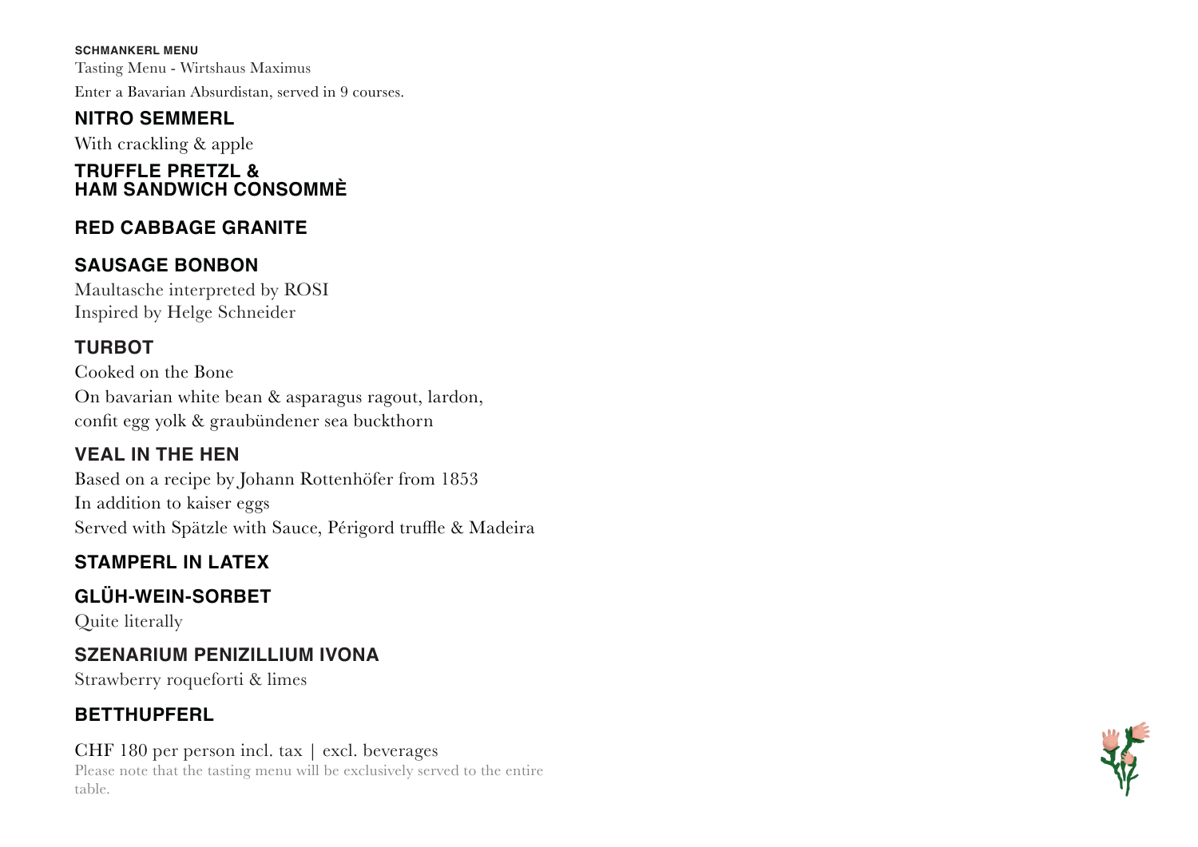**SCHMANKERL MENU**

Tasting Menu - Wirtshaus Maximus

Enter a Bavarian Absurdistan, served in 9 courses.

## NITRO SEMMERL

With crackling & apple

## TRUFFLE PRETZL & HAM SANDWICH CONSOMMÈ

## RED CABBAGE GRANITE

## SAUSAGE BONBON

Maultasche interpreted by ROSI
Inspired by Helge Schneider

## TURBOT

Cooked on the Bone
On bavarian white bean & asparagus ragout, lardon, confit egg yolk & graubündener sea buckthorn

## VEAL IN THE HEN

Based on a recipe by Johann Rottenhöfer from 1853
In addition to kaiser eggs
Served with Spätzle with Sauce, Périgord truffle & Madeira

## STAMPERL IN LATEX

## GLÜH-WEIN-SORBET

Quite literally

## SZENARIUM PENIZILLIUM IVONA

Strawberry roqueforti & limes

## BETTHUPFERL

CHF 180 per person incl. tax | excl. beverages

Please note that the tasting menu will be exclusively served to the entire table.